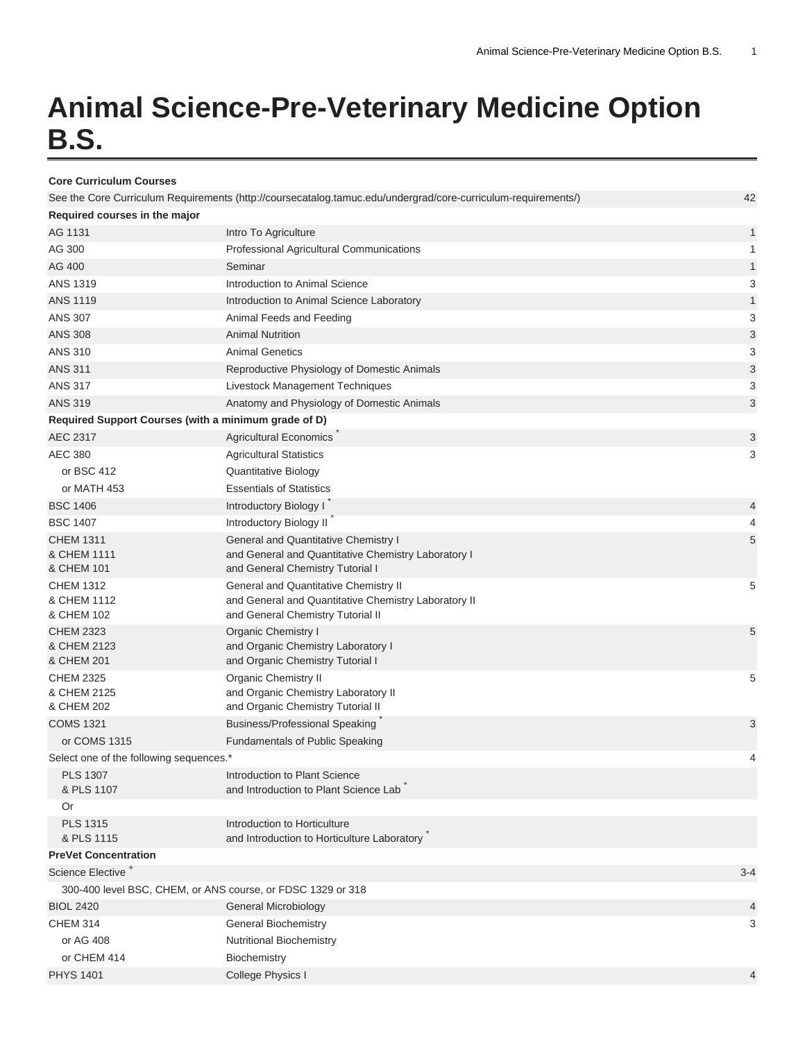# Animal Science-Pre-Veterinary Medicine Option B.S.

| | | |
|---|---|---|
| **Core Curriculum Courses** | | |
| See the Core Curriculum Requirements (http://coursecatalog.tamuc.edu/undergrad/core-curriculum-requirements/) | | 42 |
| **Required courses in the major** | | |
| AG 1131 | Intro To Agriculture | 1 |
| AG 300 | Professional Agricultural Communications | 1 |
| AG 400 | Seminar | 1 |
| ANS 1319 | Introduction to Animal Science | 3 |
| ANS 1119 | Introduction to Animal Science Laboratory | 1 |
| ANS 307 | Animal Feeds and Feeding | 3 |
| ANS 308 | Animal Nutrition | 3 |
| ANS 310 | Animal Genetics | 3 |
| ANS 311 | Reproductive Physiology of Domestic Animals | 3 |
| ANS 317 | Livestock Management Techniques | 3 |
| ANS 319 | Anatomy and Physiology of Domestic Animals | 3 |
| **Required Support Courses (with a minimum grade of D)** | | |
| AEC 2317 | Agricultural Economics * | 3 |
| AEC 380 | Agricultural Statistics | 3 |
| or BSC 412 | Quantitative Biology | |
| or MATH 453 | Essentials of Statistics | |
| BSC 1406 | Introductory Biology I * | 4 |
| BSC 1407 | Introductory Biology II * | 4 |
| CHEM 1311<br>& CHEM 1111<br>& CHEM 101 | General and Quantitative Chemistry I<br>and General and Quantitative Chemistry Laboratory I<br>and General Chemistry Tutorial I | 5 |
| CHEM 1312<br>& CHEM 1112<br>& CHEM 102 | General and Quantitative Chemistry II<br>and General and Quantitative Chemistry Laboratory II<br>and General Chemistry Tutorial II | 5 |
| CHEM 2323<br>& CHEM 2123<br>& CHEM 201 | Organic Chemistry I<br>and Organic Chemistry Laboratory I<br>and Organic Chemistry Tutorial I | 5 |
| CHEM 2325<br>& CHEM 2125<br>& CHEM 202 | Organic Chemistry II<br>and Organic Chemistry Laboratory II<br>and Organic Chemistry Tutorial II | 5 |
| COMS 1321 | Business/Professional Speaking * | 3 |
| or COMS 1315 | Fundamentals of Public Speaking | |
| Select one of the following sequences.* | | 4 |
| PLS 1307<br>& PLS 1107 | Introduction to Plant Science<br>and Introduction to Plant Science Lab * | |
| Or | | |
| PLS 1315<br>& PLS 1115 | Introduction to Horticulture<br>and Introduction to Horticulture Laboratory * | |
| **PreVet Concentration** | | |
| Science Elective + | | 3-4 |
| 300-400 level BSC, CHEM, or ANS course, or FDSC 1329 or 318 | | |
| BIOL 2420 | General Microbiology | 4 |
| CHEM 314 | General Biochemistry | 3 |
| or AG 408 | Nutritional Biochemistry | |
| or CHEM 414 | Biochemistry | |
| PHYS 1401 | College Physics I | 4 |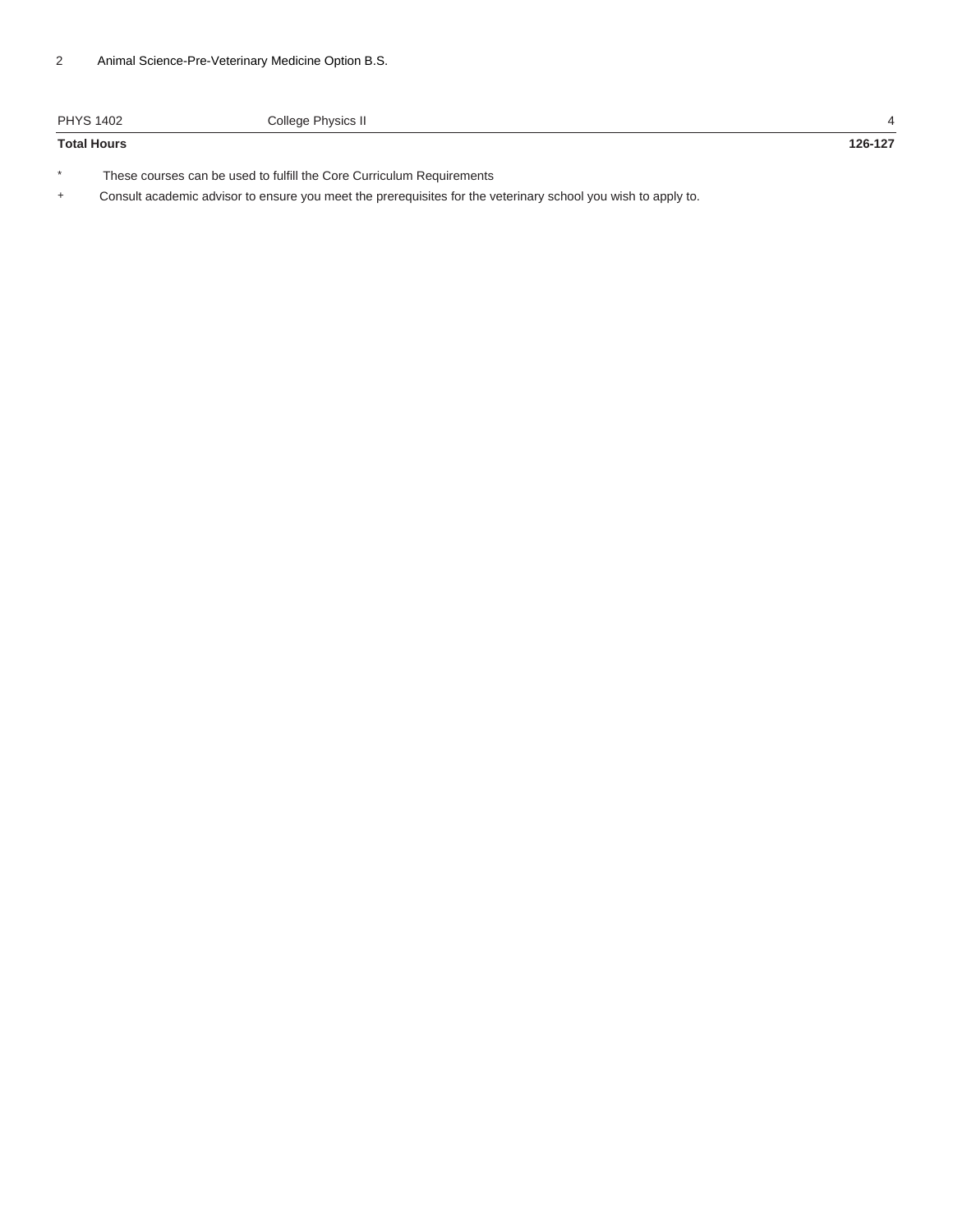| | | |
|---|---|---|
| PHYS 1402 | College Physics II | 4 |
| **Total Hours** | | **126-127** |

\* These courses can be used to fulfill the Core Curriculum Requirements

\+ Consult academic advisor to ensure you meet the prerequisites for the veterinary school you wish to apply to.